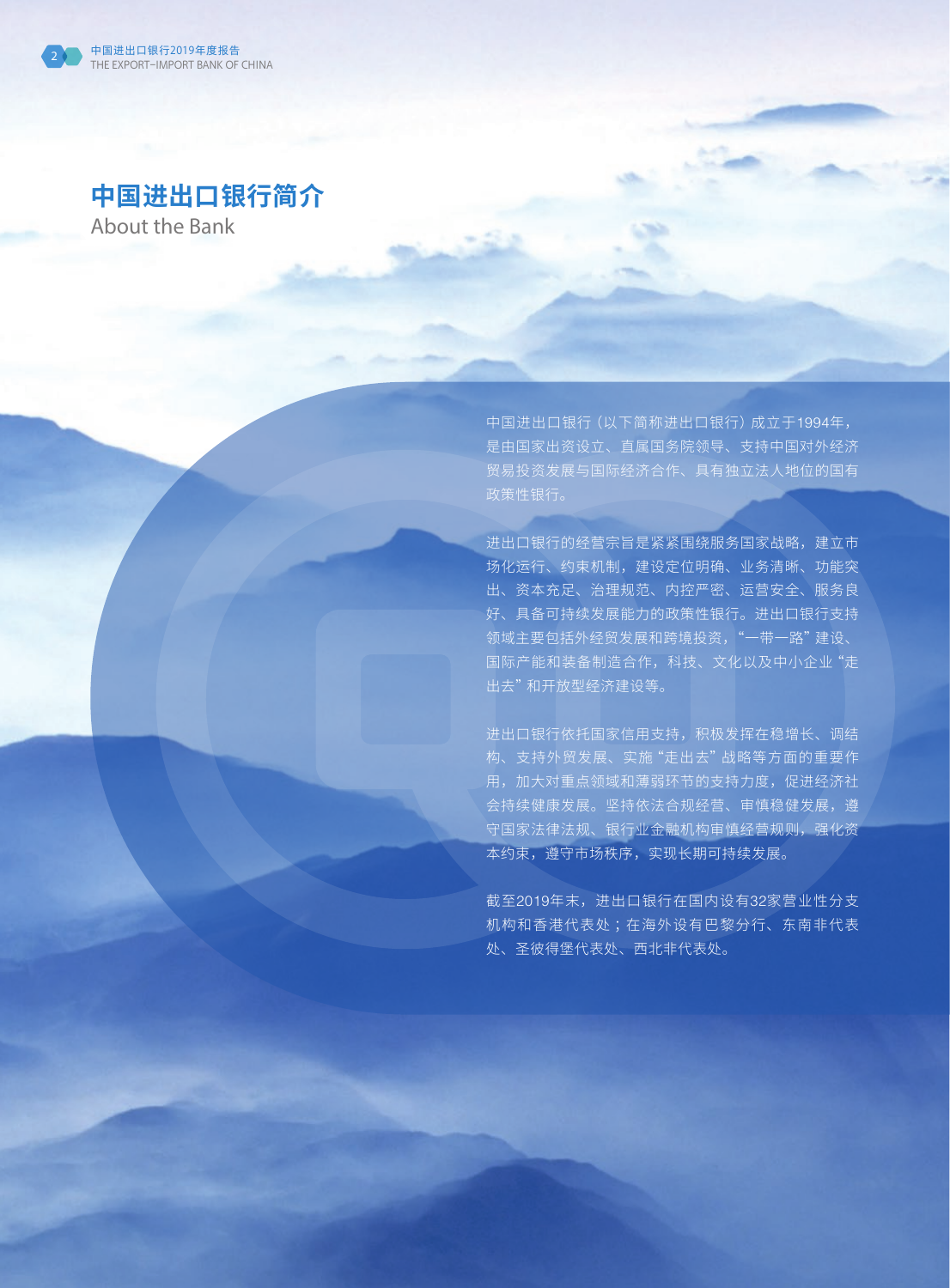# 中国进出口银行简介

About the Bank

中国进出口银行（以下简称进出口银行）成立于1994年，是由国家出资设立、直属国务院领导、支持中国对外经济贸易投资发展与国际经济合作、具有独立法人地位的国有政策性银行。

进出口银行的经营宗旨是紧紧围绕服务国家战略，建立市场化运行、约束机制，建设定位明确、业务清晰、功能突出、资本充足、治理规范、内控严密、运营安全、服务良好、具备可持续发展能力的政策性银行。进出口银行支持领域主要包括外经贸发展和跨境投资，"一带一路"建设、国际产能和装备制造合作，科技、文化以及中小企业"走出去"和开放型经济建设等。

进出口银行依托国家信用支持，积极发挥在稳增长、调结构、支持外贸发展、实施"走出去"战略等方面的重要作用，加大对重点领域和薄弱环节的支持力度，促进经济社会持续健康发展。坚持依法合规经营、审慎稳健发展，遵守国家法律法规、银行业金融机构审慎经营规则，强化资本约束，遵守市场秩序，实现长期可持续发展。

截至2019年末，进出口银行在国内设有32家营业性分支机构和香港代表处；在海外设有巴黎分行、东南非代表处、圣彼得堡代表处、西北非代表处。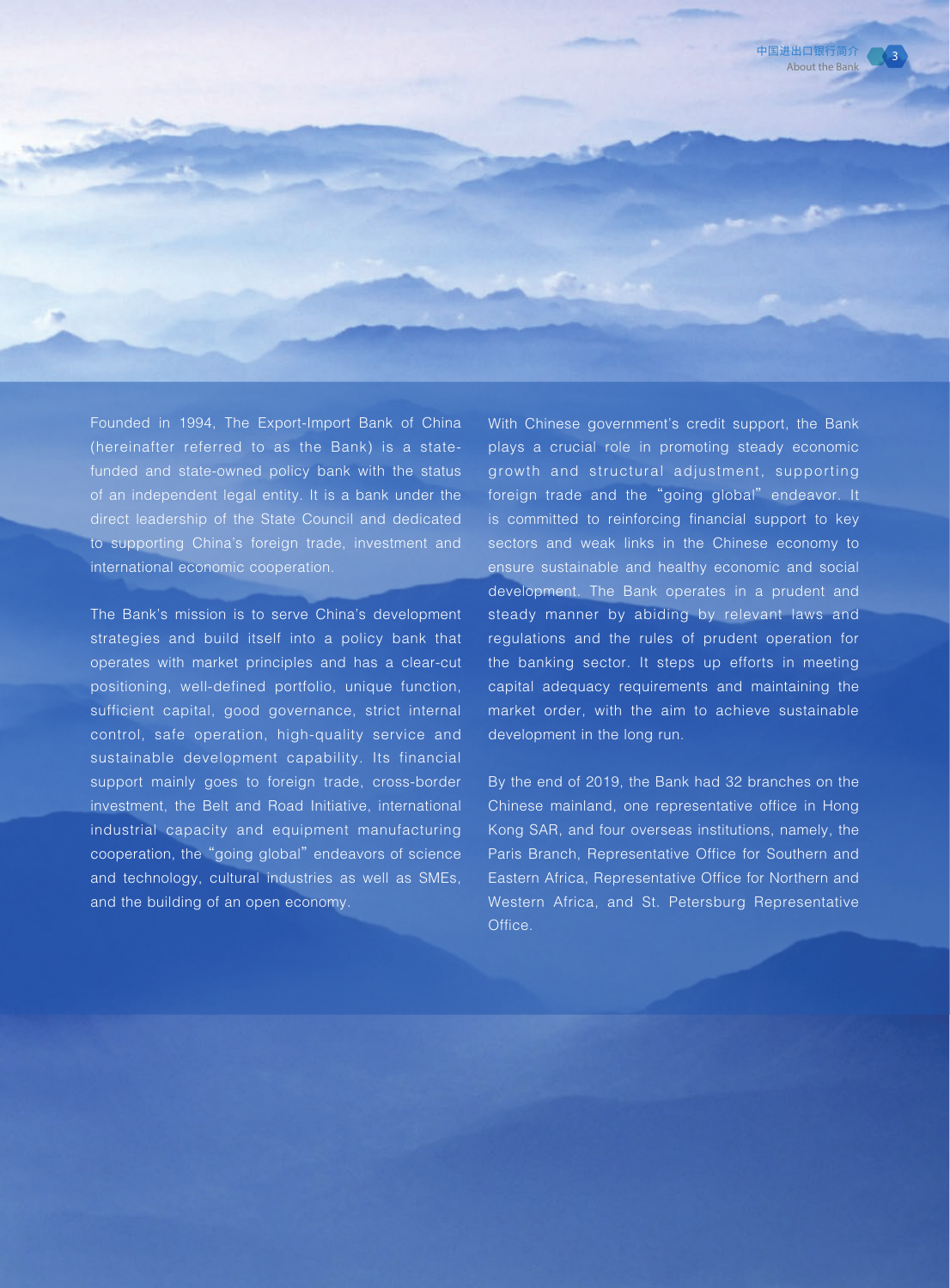Founded in 1994, The Export-Import Bank of China (hereinafter referred to as the Bank) is a state-funded and state-owned policy bank with the status of an independent legal entity. It is a bank under the direct leadership of the State Council and dedicated to supporting China's foreign trade, investment and international economic cooperation.

The Bank's mission is to serve China's development strategies and build itself into a policy bank that operates with market principles and has a clear-cut positioning, well-defined portfolio, unique function, sufficient capital, good governance, strict internal control, safe operation, high-quality service and sustainable development capability. Its financial support mainly goes to foreign trade, cross-border investment, the Belt and Road Initiative, international industrial capacity and equipment manufacturing cooperation, the "going global" endeavors of science and technology, cultural industries as well as SMEs, and the building of an open economy.

With Chinese government's credit support, the Bank plays a crucial role in promoting steady economic growth and structural adjustment, supporting foreign trade and the "going global" endeavor. It is committed to reinforcing financial support to key sectors and weak links in the Chinese economy to ensure sustainable and healthy economic and social development. The Bank operates in a prudent and steady manner by abiding by relevant laws and regulations and the rules of prudent operation for the banking sector. It steps up efforts in meeting capital adequacy requirements and maintaining the market order, with the aim to achieve sustainable development in the long run.

By the end of 2019, the Bank had 32 branches on the Chinese mainland, one representative office in Hong Kong SAR, and four overseas institutions, namely, the Paris Branch, Representative Office for Southern and Eastern Africa, Representative Office for Northern and Western Africa, and St. Petersburg Representative Office.